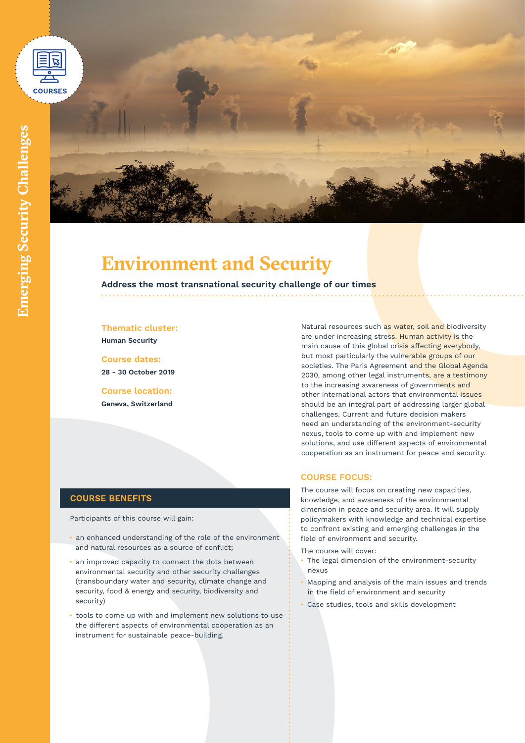# Environment and Security

**Address the most transnational security challenge of our times**

### Thematic cluster:

**Human Security**

### Course dates:

**28 - 30 October 2019**

### Course location:

**Geneva, Switzerland**

Natural resources such as water, soil and biodiversity are under increasing stress. Human activity is the main cause of this global crisis affecting everybody, but most particularly the vulnerable groups of our societies. The Paris Agreement and the Global Agenda 2030, among other legal instruments, are a testimony to the increasing awareness of governments and other international actors that environmental issues should be an integral part of addressing larger global challenges. Current and future decision makers need an understanding of the environment-security nexus, tools to come up with and implement new solutions, and use different aspects of environmental cooperation as an instrument for peace and security.

## COURSE FOCUS:

The course will focus on creating new capacities, knowledge, and awareness of the environmental dimension in peace and security area. It will supply policymakers with knowledge and technical expertise to confront existing and emerging challenges in the field of environment and security.

The course will cover:

- The legal dimension of the environment-security nexus
- Mapping and analysis of the main issues and trends in the field of environment and security
- Case studies, tools and skills development

## COURSE BENEFITS

Participants of this course will gain:

- an enhanced understanding of the role of the environment and natural resources as a source of conflict;
- an improved capacity to connect the dots between environmental security and other security challenges (transboundary water and security, climate change and security, food & energy and security, biodiversity and security)
- tools to come up with and implement new solutions to use the different aspects of environmental cooperation as an instrument for sustainable peace-building.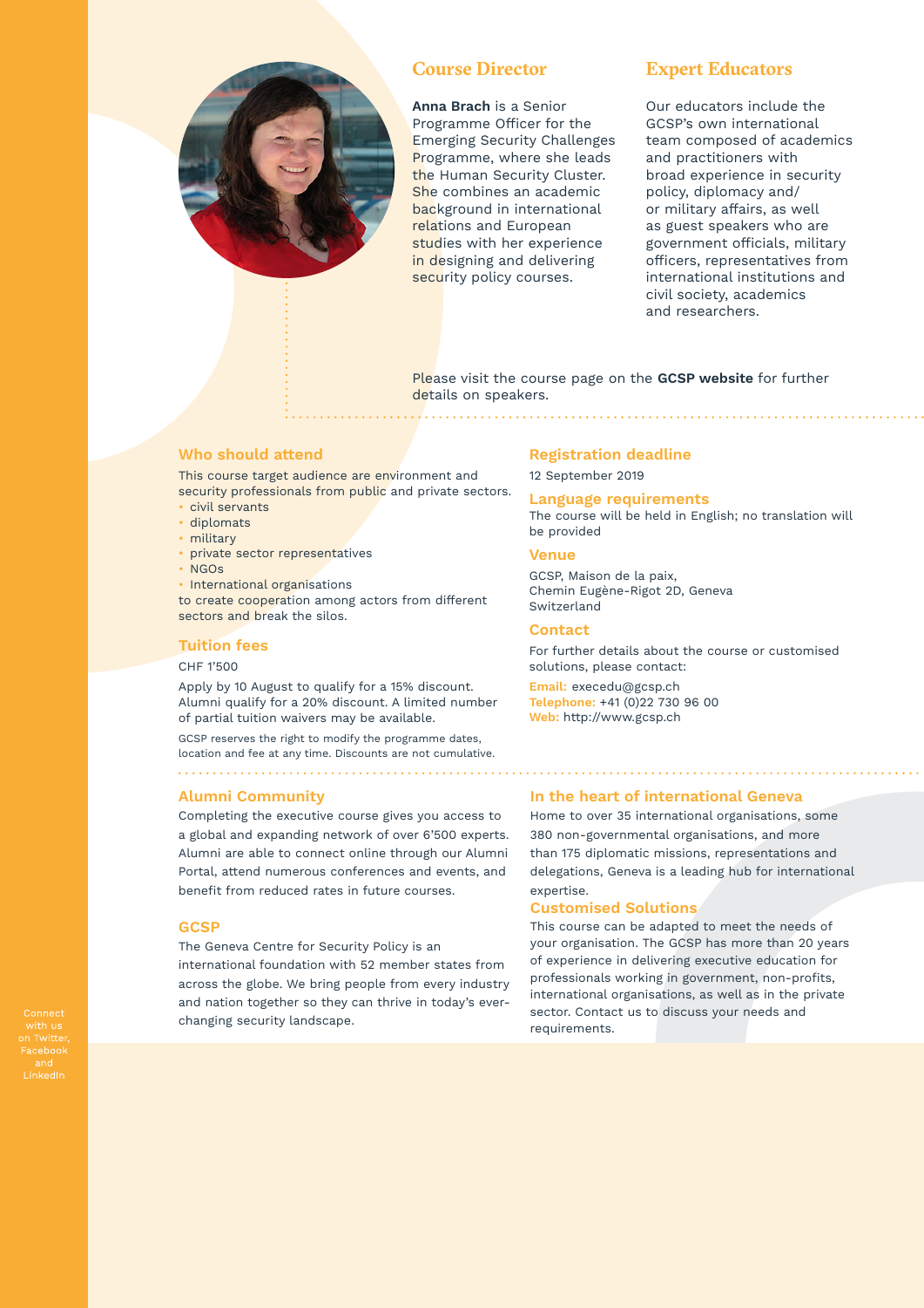## Course Director

**Anna Brach** is a Senior Programme Officer for the Emerging Security Challenges Programme, where she leads the Human Security Cluster. She combines an academic background in international relations and European studies with her experience in designing and delivering security policy courses.

## Expert Educators

Our educators include the GCSP's own international team composed of academics and practitioners with broad experience in security policy, diplomacy and/or military affairs, as well as guest speakers who are government officials, military officers, representatives from international institutions and civil society, academics and researchers.

Please visit the course page on the **GCSP website** for further details on speakers.

### Who should attend

This course target audience are environment and security professionals from public and private sectors.

- civil servants
- diplomats
- military
- private sector representatives
- NGOs
- International organisations

to create cooperation among actors from different sectors and break the silos.

### Tuition fees

CHF 1'500

Apply by 10 August to qualify for a 15% discount. Alumni qualify for a 20% discount. A limited number of partial tuition waivers may be available.

GCSP reserves the right to modify the programme dates, location and fee at any time. Discounts are not cumulative.

### Registration deadline

12 September 2019

### Language requirements

The course will be held in English; no translation will be provided

### Venue

GCSP, Maison de la paix,
Chemin Eugène-Rigot 2D, Geneva
Switzerland

### Contact

For further details about the course or customised solutions, please contact:

**Email:** execedu@gcsp.ch
**Telephone:** +41 (0)22 730 96 00
**Web:** http://www.gcsp.ch

### Alumni Community

Completing the executive course gives you access to a global and expanding network of over 6'500 experts. Alumni are able to connect online through our Alumni Portal, attend numerous conferences and events, and benefit from reduced rates in future courses.

### GCSP

The Geneva Centre for Security Policy is an international foundation with 52 member states from across the globe. We bring people from every industry and nation together so they can thrive in today's ever-changing security landscape.

### In the heart of international Geneva

Home to over 35 international organisations, some 380 non-governmental organisations, and more than 175 diplomatic missions, representations and delegations, Geneva is a leading hub for international expertise.

### Customised Solutions

This course can be adapted to meet the needs of your organisation. The GCSP has more than 20 years of experience in delivering executive education for professionals working in government, non-profits, international organisations, as well as in the private sector. Contact us to discuss your needs and requirements.

Connect with us on Twitter, Facebook and LinkedIn